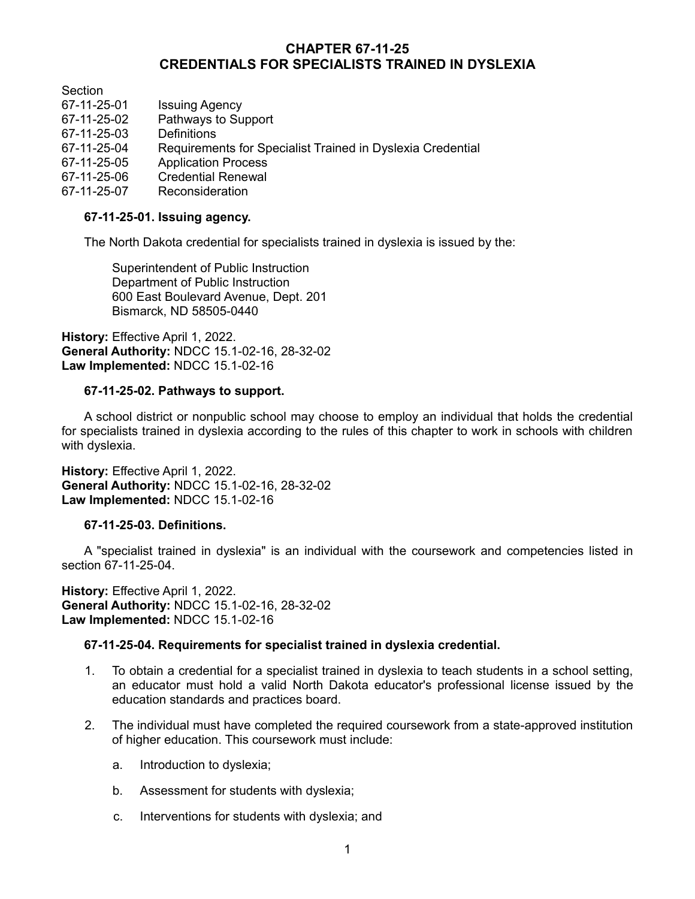# CHAPTER 67-11-25
# CREDENTIALS FOR SPECIALISTS TRAINED IN DYSLEXIA

| Section | |
|---|---|
| 67-11-25-01 | Issuing Agency |
| 67-11-25-02 | Pathways to Support |
| 67-11-25-03 | Definitions |
| 67-11-25-04 | Requirements for Specialist Trained in Dyslexia Credential |
| 67-11-25-05 | Application Process |
| 67-11-25-06 | Credential Renewal |
| 67-11-25-07 | Reconsideration |

### 67-11-25-01. Issuing agency.

The North Dakota credential for specialists trained in dyslexia is issued by the:

Superintendent of Public Instruction
Department of Public Instruction
600 East Boulevard Avenue, Dept. 201
Bismarck, ND 58505-0440

**History:** Effective April 1, 2022.
**General Authority:** NDCC 15.1-02-16, 28-32-02
**Law Implemented:** NDCC 15.1-02-16

### 67-11-25-02. Pathways to support.

A school district or nonpublic school may choose to employ an individual that holds the credential for specialists trained in dyslexia according to the rules of this chapter to work in schools with children with dyslexia.

**History:** Effective April 1, 2022.
**General Authority:** NDCC 15.1-02-16, 28-32-02
**Law Implemented:** NDCC 15.1-02-16

### 67-11-25-03. Definitions.

A "specialist trained in dyslexia" is an individual with the coursework and competencies listed in section 67-11-25-04.

**History:** Effective April 1, 2022.
**General Authority:** NDCC 15.1-02-16, 28-32-02
**Law Implemented:** NDCC 15.1-02-16

### 67-11-25-04. Requirements for specialist trained in dyslexia credential.

1. To obtain a credential for a specialist trained in dyslexia to teach students in a school setting, an educator must hold a valid North Dakota educator's professional license issued by the education standards and practices board.

2. The individual must have completed the required coursework from a state-approved institution of higher education. This coursework must include:

   a. Introduction to dyslexia;

   b. Assessment for students with dyslexia;

   c. Interventions for students with dyslexia; and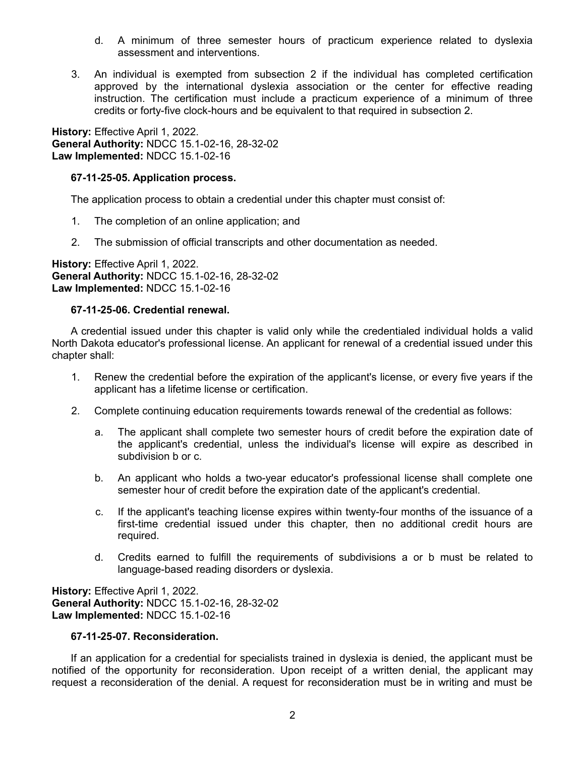d. A minimum of three semester hours of practicum experience related to dyslexia assessment and interventions.

3. An individual is exempted from subsection 2 if the individual has completed certification approved by the international dyslexia association or the center for effective reading instruction. The certification must include a practicum experience of a minimum of three credits or forty-five clock-hours and be equivalent to that required in subsection 2.

**History:** Effective April 1, 2022.
**General Authority:** NDCC 15.1-02-16, 28-32-02
**Law Implemented:** NDCC 15.1-02-16

**67-11-25-05. Application process.**

The application process to obtain a credential under this chapter must consist of:

1. The completion of an online application; and

2. The submission of official transcripts and other documentation as needed.

**History:** Effective April 1, 2022.
**General Authority:** NDCC 15.1-02-16, 28-32-02
**Law Implemented:** NDCC 15.1-02-16

**67-11-25-06. Credential renewal.**

A credential issued under this chapter is valid only while the credentialed individual holds a valid North Dakota educator's professional license. An applicant for renewal of a credential issued under this chapter shall:

1. Renew the credential before the expiration of the applicant's license, or every five years if the applicant has a lifetime license or certification.

2. Complete continuing education requirements towards renewal of the credential as follows:

   a. The applicant shall complete two semester hours of credit before the expiration date of the applicant's credential, unless the individual's license will expire as described in subdivision b or c.

   b. An applicant who holds a two-year educator's professional license shall complete one semester hour of credit before the expiration date of the applicant's credential.

   c. If the applicant's teaching license expires within twenty-four months of the issuance of a first-time credential issued under this chapter, then no additional credit hours are required.

   d. Credits earned to fulfill the requirements of subdivisions a or b must be related to language-based reading disorders or dyslexia.

**History:** Effective April 1, 2022.
**General Authority:** NDCC 15.1-02-16, 28-32-02
**Law Implemented:** NDCC 15.1-02-16

**67-11-25-07. Reconsideration.**

If an application for a credential for specialists trained in dyslexia is denied, the applicant must be notified of the opportunity for reconsideration. Upon receipt of a written denial, the applicant may request a reconsideration of the denial. A request for reconsideration must be in writing and must be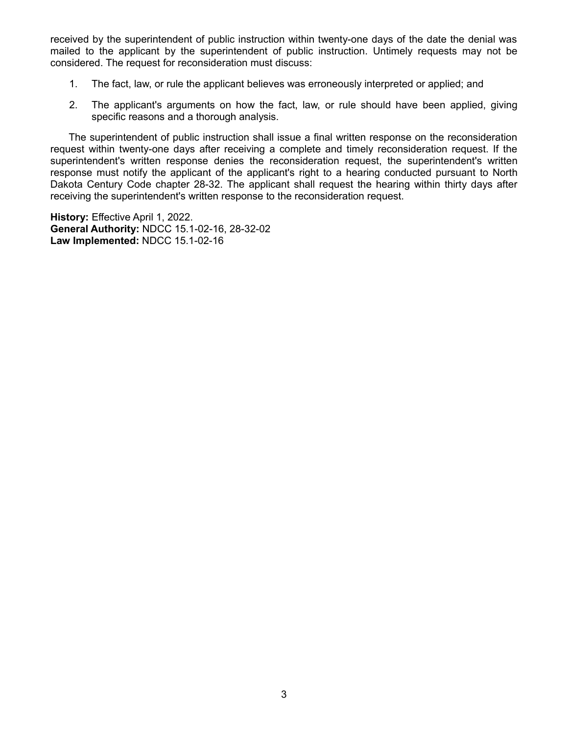received by the superintendent of public instruction within twenty-one days of the date the denial was mailed to the applicant by the superintendent of public instruction. Untimely requests may not be considered. The request for reconsideration must discuss:

1. The fact, law, or rule the applicant believes was erroneously interpreted or applied; and

2. The applicant's arguments on how the fact, law, or rule should have been applied, giving specific reasons and a thorough analysis.

The superintendent of public instruction shall issue a final written response on the reconsideration request within twenty-one days after receiving a complete and timely reconsideration request. If the superintendent's written response denies the reconsideration request, the superintendent's written response must notify the applicant of the applicant's right to a hearing conducted pursuant to North Dakota Century Code chapter 28-32. The applicant shall request the hearing within thirty days after receiving the superintendent's written response to the reconsideration request.

**History:** Effective April 1, 2022.
**General Authority:** NDCC 15.1-02-16, 28-32-02
**Law Implemented:** NDCC 15.1-02-16